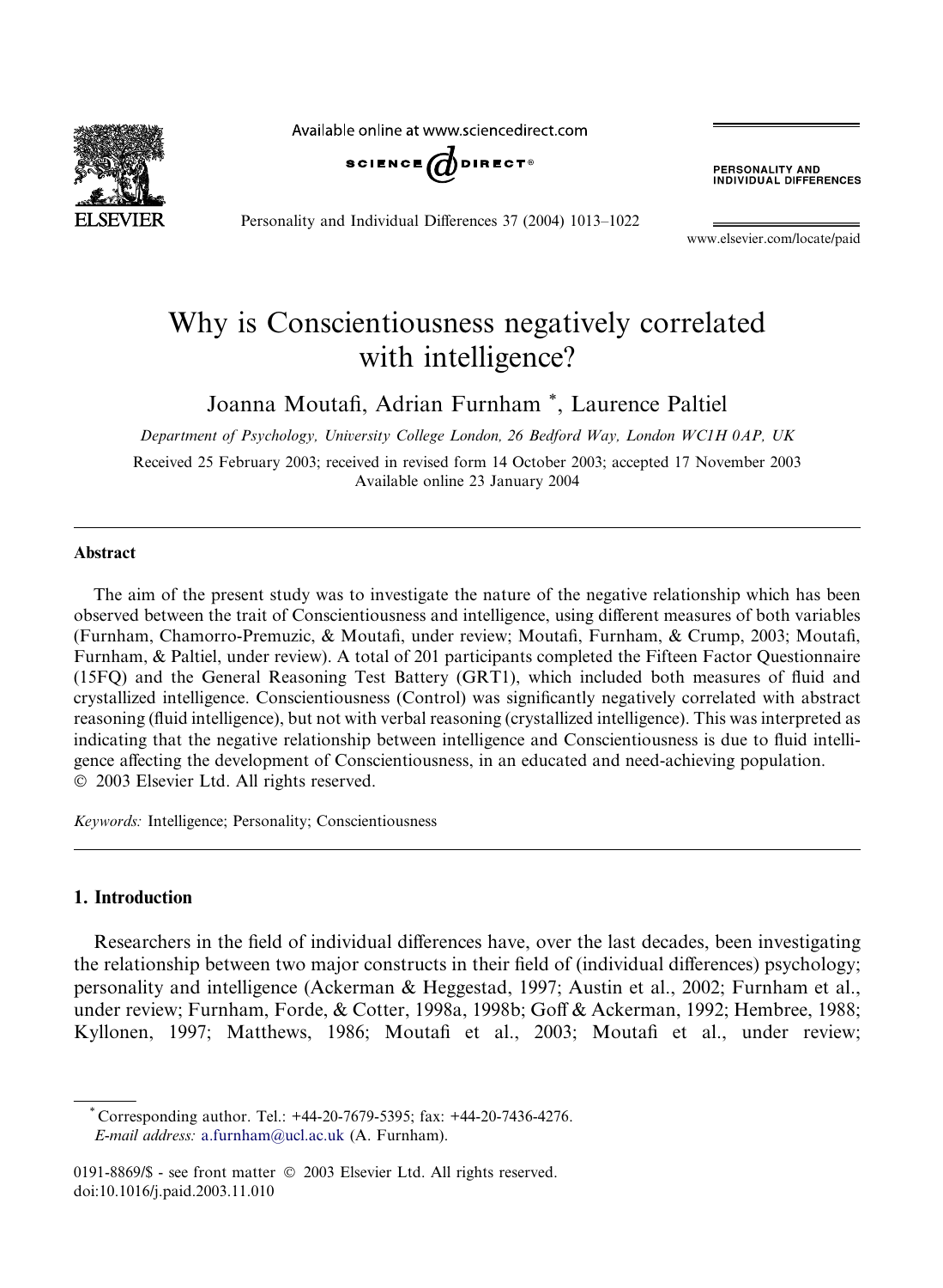# Why is Conscientiousness negatively correlated with intelligence?

Joanna Moutafi, Adrian Furnham *, Laurence Paltiel

*Department of Psychology, University College London, 26 Bedford Way, London WC1H 0AP, UK*

Received 25 February 2003; received in revised form 14 October 2003; accepted 17 November 2003
Available online 23 January 2004

## Abstract

The aim of the present study was to investigate the nature of the negative relationship which has been observed between the trait of Conscientiousness and intelligence, using different measures of both variables (Furnham, Chamorro-Premuzic, & Moutafi, under review; Moutafi, Furnham, & Crump, 2003; Moutafi, Furnham, & Paltiel, under review). A total of 201 participants completed the Fifteen Factor Questionnaire (15FQ) and the General Reasoning Test Battery (GRT1), which included both measures of fluid and crystallized intelligence. Conscientiousness (Control) was significantly negatively correlated with abstract reasoning (fluid intelligence), but not with verbal reasoning (crystallized intelligence). This was interpreted as indicating that the negative relationship between intelligence and Conscientiousness is due to fluid intelligence affecting the development of Conscientiousness, in an educated and need-achieving population.
© 2003 Elsevier Ltd. All rights reserved.

*Keywords:* Intelligence; Personality; Conscientiousness

## 1. Introduction

Researchers in the field of individual differences have, over the last decades, been investigating the relationship between two major constructs in their field of (individual differences) psychology; personality and intelligence (Ackerman & Heggestad, 1997; Austin et al., 2002; Furnham et al., under review; Furnham, Forde, & Cotter, 1998a, 1998b; Goff & Ackerman, 1992; Hembree, 1988; Kyllonen, 1997; Matthews, 1986; Moutafi et al., 2003; Moutafi et al., under review;

* Corresponding author. Tel.: +44-20-7679-5395; fax: +44-20-7436-4276.
*E-mail address:* a.furnham@ucl.ac.uk (A. Furnham).

0191-8869/$ - see front matter © 2003 Elsevier Ltd. All rights reserved.
doi:10.1016/j.paid.2003.11.010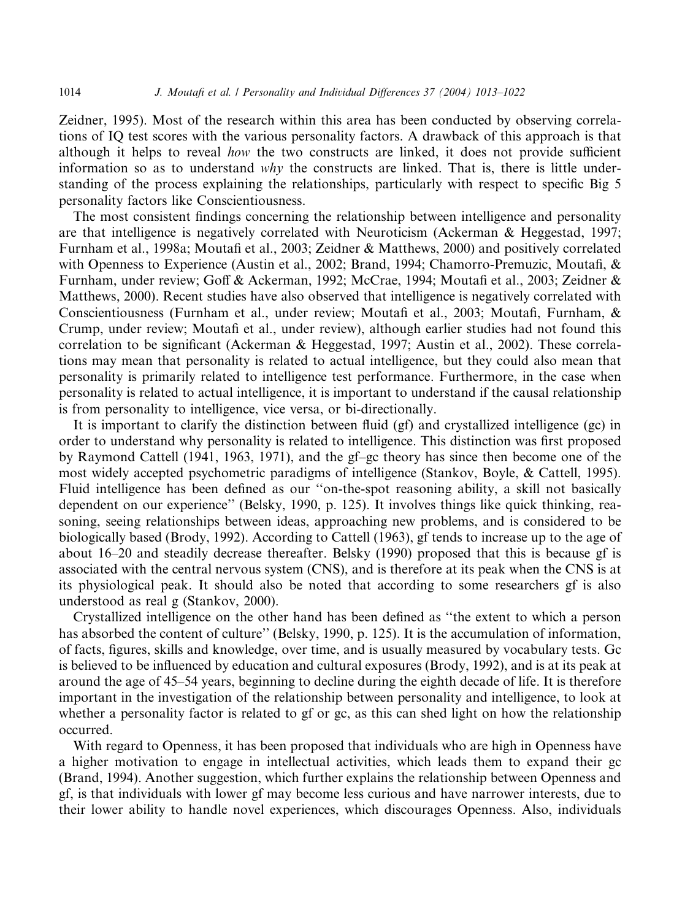Zeidner, 1995). Most of the research within this area has been conducted by observing correlations of IQ test scores with the various personality factors. A drawback of this approach is that although it helps to reveal *how* the two constructs are linked, it does not provide sufficient information so as to understand *why* the constructs are linked. That is, there is little understanding of the process explaining the relationships, particularly with respect to specific Big 5 personality factors like Conscientiousness.

The most consistent findings concerning the relationship between intelligence and personality are that intelligence is negatively correlated with Neuroticism (Ackerman & Heggestad, 1997; Furnham et al., 1998a; Moutafi et al., 2003; Zeidner & Matthews, 2000) and positively correlated with Openness to Experience (Austin et al., 2002; Brand, 1994; Chamorro-Premuzic, Moutafi, & Furnham, under review; Goff & Ackerman, 1992; McCrae, 1994; Moutafi et al., 2003; Zeidner & Matthews, 2000). Recent studies have also observed that intelligence is negatively correlated with Conscientiousness (Furnham et al., under review; Moutafi et al., 2003; Moutafi, Furnham, & Crump, under review; Moutafi et al., under review), although earlier studies had not found this correlation to be significant (Ackerman & Heggestad, 1997; Austin et al., 2002). These correlations may mean that personality is related to actual intelligence, but they could also mean that personality is primarily related to intelligence test performance. Furthermore, in the case when personality is related to actual intelligence, it is important to understand if the causal relationship is from personality to intelligence, vice versa, or bi-directionally.

It is important to clarify the distinction between fluid (gf) and crystallized intelligence (gc) in order to understand why personality is related to intelligence. This distinction was first proposed by Raymond Cattell (1941, 1963, 1971), and the gf–gc theory has since then become one of the most widely accepted psychometric paradigms of intelligence (Stankov, Boyle, & Cattell, 1995). Fluid intelligence has been defined as our "on-the-spot reasoning ability, a skill not basically dependent on our experience" (Belsky, 1990, p. 125). It involves things like quick thinking, reasoning, seeing relationships between ideas, approaching new problems, and is considered to be biologically based (Brody, 1992). According to Cattell (1963), gf tends to increase up to the age of about 16–20 and steadily decrease thereafter. Belsky (1990) proposed that this is because gf is associated with the central nervous system (CNS), and is therefore at its peak when the CNS is at its physiological peak. It should also be noted that according to some researchers gf is also understood as real g (Stankov, 2000).

Crystallized intelligence on the other hand has been defined as "the extent to which a person has absorbed the content of culture" (Belsky, 1990, p. 125). It is the accumulation of information, of facts, figures, skills and knowledge, over time, and is usually measured by vocabulary tests. Gc is believed to be influenced by education and cultural exposures (Brody, 1992), and is at its peak at around the age of 45–54 years, beginning to decline during the eighth decade of life. It is therefore important in the investigation of the relationship between personality and intelligence, to look at whether a personality factor is related to gf or gc, as this can shed light on how the relationship occurred.

With regard to Openness, it has been proposed that individuals who are high in Openness have a higher motivation to engage in intellectual activities, which leads them to expand their gc (Brand, 1994). Another suggestion, which further explains the relationship between Openness and gf, is that individuals with lower gf may become less curious and have narrower interests, due to their lower ability to handle novel experiences, which discourages Openness. Also, individuals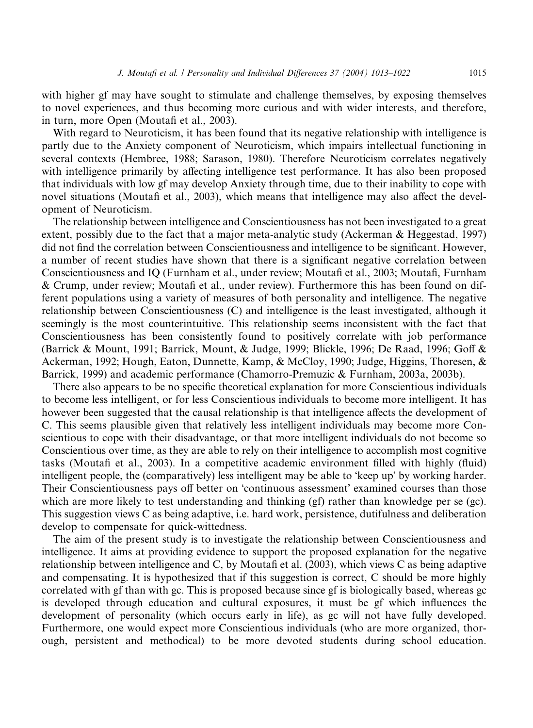with higher gf may have sought to stimulate and challenge themselves, by exposing themselves to novel experiences, and thus becoming more curious and with wider interests, and therefore, in turn, more Open (Moutafi et al., 2003).

With regard to Neuroticism, it has been found that its negative relationship with intelligence is partly due to the Anxiety component of Neuroticism, which impairs intellectual functioning in several contexts (Hembree, 1988; Sarason, 1980). Therefore Neuroticism correlates negatively with intelligence primarily by affecting intelligence test performance. It has also been proposed that individuals with low gf may develop Anxiety through time, due to their inability to cope with novel situations (Moutafi et al., 2003), which means that intelligence may also affect the development of Neuroticism.

The relationship between intelligence and Conscientiousness has not been investigated to a great extent, possibly due to the fact that a major meta-analytic study (Ackerman & Heggestad, 1997) did not find the correlation between Conscientiousness and intelligence to be significant. However, a number of recent studies have shown that there is a significant negative correlation between Conscientiousness and IQ (Furnham et al., under review; Moutafi et al., 2003; Moutafi, Furnham & Crump, under review; Moutafi et al., under review). Furthermore this has been found on different populations using a variety of measures of both personality and intelligence. The negative relationship between Conscientiousness (C) and intelligence is the least investigated, although it seemingly is the most counterintuitive. This relationship seems inconsistent with the fact that Conscientiousness has been consistently found to positively correlate with job performance (Barrick & Mount, 1991; Barrick, Mount, & Judge, 1999; Blickle, 1996; De Raad, 1996; Goff & Ackerman, 1992; Hough, Eaton, Dunnette, Kamp, & McCloy, 1990; Judge, Higgins, Thoresen, & Barrick, 1999) and academic performance (Chamorro-Premuzic & Furnham, 2003a, 2003b).

There also appears to be no specific theoretical explanation for more Conscientious individuals to become less intelligent, or for less Conscientious individuals to become more intelligent. It has however been suggested that the causal relationship is that intelligence affects the development of C. This seems plausible given that relatively less intelligent individuals may become more Conscientious to cope with their disadvantage, or that more intelligent individuals do not become so Conscientious over time, as they are able to rely on their intelligence to accomplish most cognitive tasks (Moutafi et al., 2003). In a competitive academic environment filled with highly (fluid) intelligent people, the (comparatively) less intelligent may be able to 'keep up' by working harder. Their Conscientiousness pays off better on 'continuous assessment' examined courses than those which are more likely to test understanding and thinking (gf) rather than knowledge per se (gc). This suggestion views C as being adaptive, i.e. hard work, persistence, dutifulness and deliberation develop to compensate for quick-wittedness.

The aim of the present study is to investigate the relationship between Conscientiousness and intelligence. It aims at providing evidence to support the proposed explanation for the negative relationship between intelligence and C, by Moutafi et al. (2003), which views C as being adaptive and compensating. It is hypothesized that if this suggestion is correct, C should be more highly correlated with gf than with gc. This is proposed because since gf is biologically based, whereas gc is developed through education and cultural exposures, it must be gf which influences the development of personality (which occurs early in life), as gc will not have fully developed. Furthermore, one would expect more Conscientious individuals (who are more organized, thorough, persistent and methodical) to be more devoted students during school education.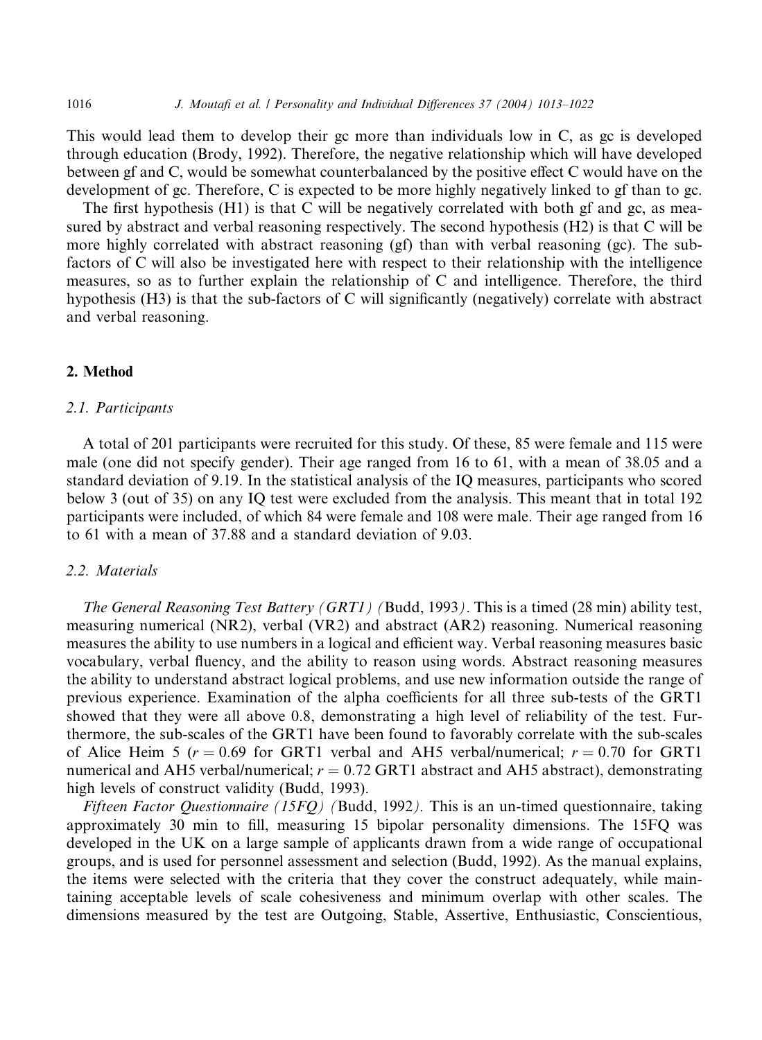This would lead them to develop their gc more than individuals low in C, as gc is developed through education (Brody, 1992). Therefore, the negative relationship which will have developed between gf and C, would be somewhat counterbalanced by the positive effect C would have on the development of gc. Therefore, C is expected to be more highly negatively linked to gf than to gc.

The first hypothesis (H1) is that C will be negatively correlated with both gf and gc, as measured by abstract and verbal reasoning respectively. The second hypothesis (H2) is that C will be more highly correlated with abstract reasoning (gf) than with verbal reasoning (gc). The sub-factors of C will also be investigated here with respect to their relationship with the intelligence measures, so as to further explain the relationship of C and intelligence. Therefore, the third hypothesis (H3) is that the sub-factors of C will significantly (negatively) correlate with abstract and verbal reasoning.

## 2. Method

### 2.1. Participants

A total of 201 participants were recruited for this study. Of these, 85 were female and 115 were male (one did not specify gender). Their age ranged from 16 to 61, with a mean of 38.05 and a standard deviation of 9.19. In the statistical analysis of the IQ measures, participants who scored below 3 (out of 35) on any IQ test were excluded from the analysis. This meant that in total 192 participants were included, of which 84 were female and 108 were male. Their age ranged from 16 to 61 with a mean of 37.88 and a standard deviation of 9.03.

### 2.2. Materials

*The General Reasoning Test Battery (GRT1) (*Budd, 1993*)*. This is a timed (28 min) ability test, measuring numerical (NR2), verbal (VR2) and abstract (AR2) reasoning. Numerical reasoning measures the ability to use numbers in a logical and efficient way. Verbal reasoning measures basic vocabulary, verbal fluency, and the ability to reason using words. Abstract reasoning measures the ability to understand abstract logical problems, and use new information outside the range of previous experience. Examination of the alpha coefficients for all three sub-tests of the GRT1 showed that they were all above 0.8, demonstrating a high level of reliability of the test. Furthermore, the sub-scales of the GRT1 have been found to favorably correlate with the sub-scales of Alice Heim 5 ($r = 0.69$ for GRT1 verbal and AH5 verbal/numerical; $r = 0.70$ for GRT1 numerical and AH5 verbal/numerical; $r = 0.72$ GRT1 abstract and AH5 abstract), demonstrating high levels of construct validity (Budd, 1993).

*Fifteen Factor Questionnaire (15FQ) (*Budd, 1992*)*. This is an un-timed questionnaire, taking approximately 30 min to fill, measuring 15 bipolar personality dimensions. The 15FQ was developed in the UK on a large sample of applicants drawn from a wide range of occupational groups, and is used for personnel assessment and selection (Budd, 1992). As the manual explains, the items were selected with the criteria that they cover the construct adequately, while maintaining acceptable levels of scale cohesiveness and minimum overlap with other scales. The dimensions measured by the test are Outgoing, Stable, Assertive, Enthusiastic, Conscientious,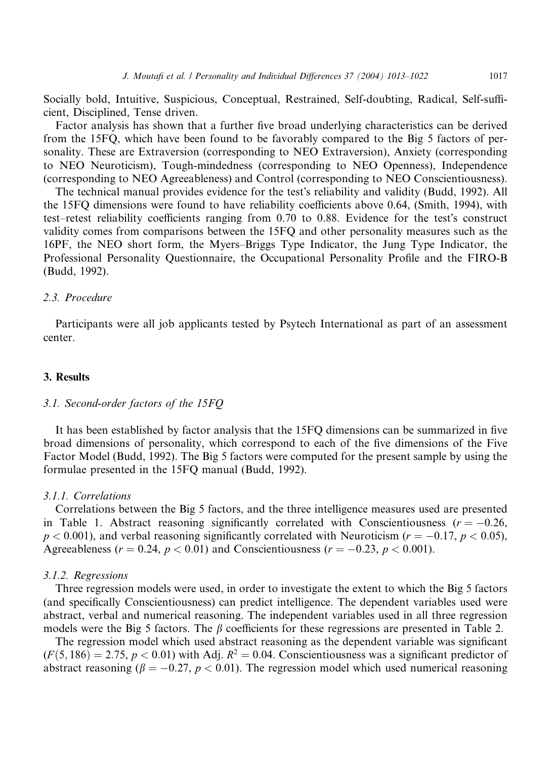Socially bold, Intuitive, Suspicious, Conceptual, Restrained, Self-doubting, Radical, Self-sufficient, Disciplined, Tense driven.

Factor analysis has shown that a further five broad underlying characteristics can be derived from the 15FQ, which have been found to be favorably compared to the Big 5 factors of personality. These are Extraversion (corresponding to NEO Extraversion), Anxiety (corresponding to NEO Neuroticism), Tough-mindedness (corresponding to NEO Openness), Independence (corresponding to NEO Agreeableness) and Control (corresponding to NEO Conscientiousness).

The technical manual provides evidence for the test's reliability and validity (Budd, 1992). All the 15FQ dimensions were found to have reliability coefficients above 0.64, (Smith, 1994), with test–retest reliability coefficients ranging from 0.70 to 0.88. Evidence for the test's construct validity comes from comparisons between the 15FQ and other personality measures such as the 16PF, the NEO short form, the Myers–Briggs Type Indicator, the Jung Type Indicator, the Professional Personality Questionnaire, the Occupational Personality Profile and the FIRO-B (Budd, 1992).

### *2.3. Procedure*

Participants were all job applicants tested by Psytech International as part of an assessment center.

## 3. Results

### *3.1. Second-order factors of the 15FQ*

It has been established by factor analysis that the 15FQ dimensions can be summarized in five broad dimensions of personality, which correspond to each of the five dimensions of the Five Factor Model (Budd, 1992). The Big 5 factors were computed for the present sample by using the formulae presented in the 15FQ manual (Budd, 1992).

#### *3.1.1. Correlations*

Correlations between the Big 5 factors, and the three intelligence measures used are presented in Table 1. Abstract reasoning significantly correlated with Conscientiousness ($r = -0.26$, $p < 0.001$), and verbal reasoning significantly correlated with Neuroticism ($r = -0.17$, $p < 0.05$), Agreeableness ($r = 0.24$, $p < 0.01$) and Conscientiousness ($r = -0.23$, $p < 0.001$).

#### *3.1.2. Regressions*

Three regression models were used, in order to investigate the extent to which the Big 5 factors (and specifically Conscientiousness) can predict intelligence. The dependent variables used were abstract, verbal and numerical reasoning. The independent variables used in all three regression models were the Big 5 factors. The $\beta$ coefficients for these regressions are presented in Table 2.

The regression model which used abstract reasoning as the dependent variable was significant ($F(5, 186) = 2.75$, $p < 0.01$) with Adj. $R^2 = 0.04$. Conscientiousness was a significant predictor of abstract reasoning ($\beta = -0.27$, $p < 0.01$). The regression model which used numerical reasoning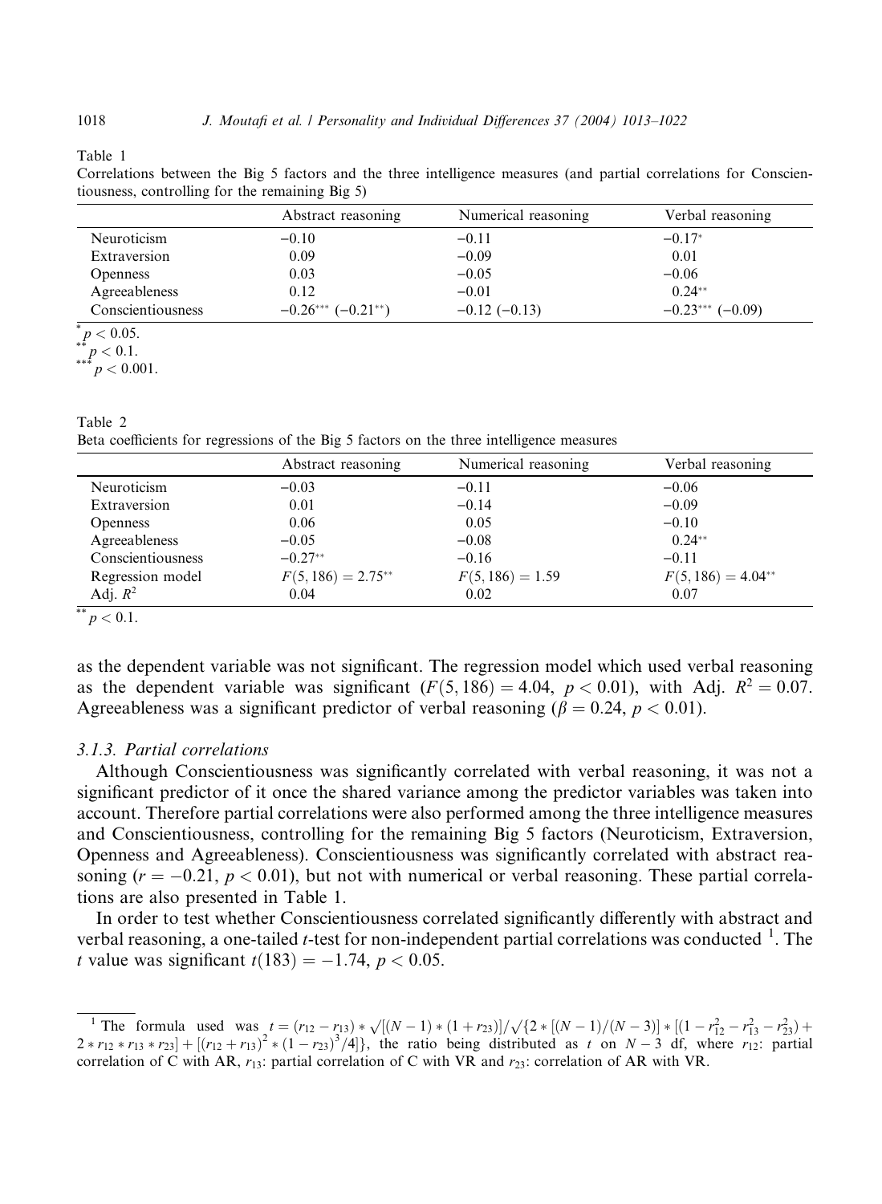Table 1
Correlations between the Big 5 factors and the three intelligence measures (and partial correlations for Conscientiousness, controlling for the remaining Big 5)

| | Abstract reasoning | Numerical reasoning | Verbal reasoning |
|---|---|---|---|
| Neuroticism | −0.10 | −0.11 | $-0.17^{*}$ |
| Extraversion | 0.09 | −0.09 | 0.01 |
| Openness | 0.03 | −0.05 | −0.06 |
| Agreeableness | 0.12 | −0.01 | $0.24^{**}$ |
| Conscientiousness | $-0.26^{***}$ ($-0.21^{**}$) | −0.12 (−0.13) | $-0.23^{***}$ (−0.09) |

$^{*}p < 0.05$.
$^{**}p < 0.1$.
$^{***}p < 0.001$.

Table 2
Beta coefficients for regressions of the Big 5 factors on the three intelligence measures

| | Abstract reasoning | Numerical reasoning | Verbal reasoning |
|---|---|---|---|
| Neuroticism | −0.03 | −0.11 | −0.06 |
| Extraversion | 0.01 | −0.14 | −0.09 |
| Openness | 0.06 | 0.05 | −0.10 |
| Agreeableness | −0.05 | −0.08 | $0.24^{**}$ |
| Conscientiousness | $-0.27^{**}$ | −0.16 | −0.11 |
| Regression model | $F(5,186) = 2.75^{**}$ | $F(5,186) = 1.59$ | $F(5,186) = 4.04^{**}$ |
| Adj. $R^2$ | 0.04 | 0.02 | 0.07 |

$^{**}p < 0.1$.

as the dependent variable was not significant. The regression model which used verbal reasoning as the dependent variable was significant ($F(5,186) = 4.04$, $p < 0.01$), with Adj. $R^2 = 0.07$. Agreeableness was a significant predictor of verbal reasoning ($\beta = 0.24$, $p < 0.01$).

### 3.1.3. Partial correlations

Although Conscientiousness was significantly correlated with verbal reasoning, it was not a significant predictor of it once the shared variance among the predictor variables was taken into account. Therefore partial correlations were also performed among the three intelligence measures and Conscientiousness, controlling for the remaining Big 5 factors (Neuroticism, Extraversion, Openness and Agreeableness). Conscientiousness was significantly correlated with abstract reasoning ($r = -0.21$, $p < 0.01$), but not with numerical or verbal reasoning. These partial correlations are also presented in Table 1.

In order to test whether Conscientiousness correlated significantly differently with abstract and verbal reasoning, a one-tailed $t$-test for non-independent partial correlations was conducted [1]. The $t$ value was significant $t(183) = -1.74$, $p < 0.05$.

[1] The formula used was $t = (r_{12} - r_{13}) * \sqrt{[(N-1)*(1+r_{23})]}/\sqrt{\{2*[(N-1)/(N-3)]*[(1-r_{12}^2-r_{13}^2-r_{23}^2)+2*r_{12}*r_{13}*r_{23}]+[(r_{12}+r_{13})^2*(1-r_{23})^3/4]\}}$, the ratio being distributed as $t$ on $N-3$ df, where $r_{12}$: partial correlation of C with AR, $r_{13}$: partial correlation of C with VR and $r_{23}$: correlation of AR with VR.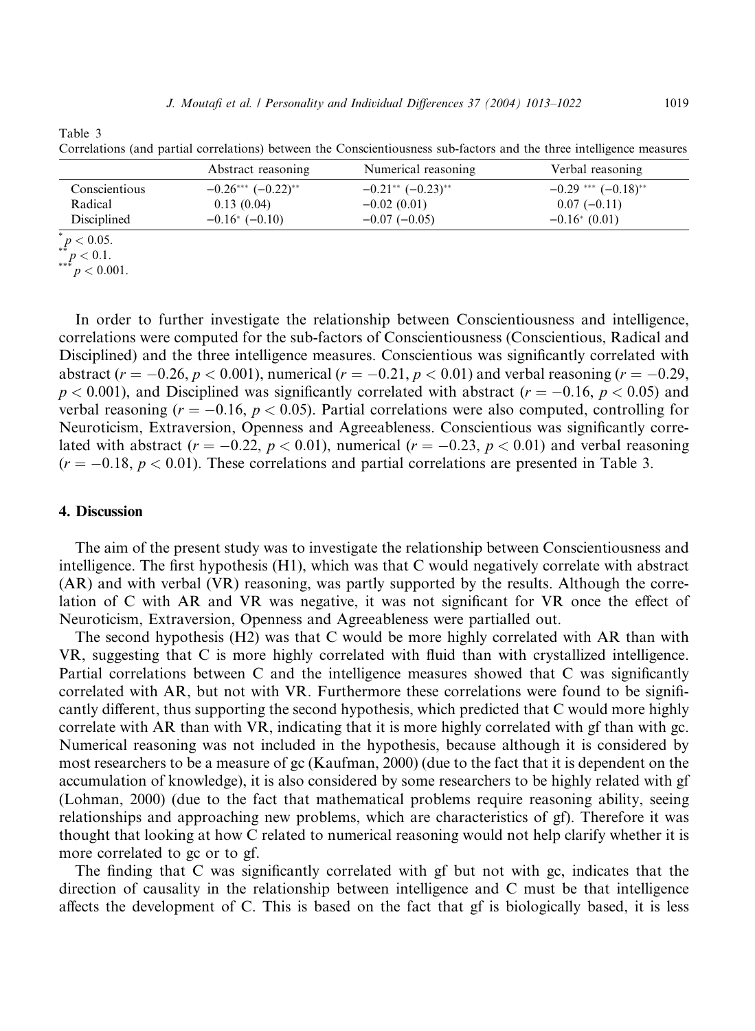Table 3

Correlations (and partial correlations) between the Conscientiousness sub-factors and the three intelligence measures

| | Abstract reasoning | Numerical reasoning | Verbal reasoning |
|---|---|---|---|
| Conscientious | $-0.26^{***}$ $(-0.22)^{**}$ | $-0.21^{**}$ $(-0.23)^{**}$ | $-0.29^{***}$ $(-0.18)^{**}$ |
| Radical | 0.13 (0.04) | $-0.02$ (0.01) | 0.07 ($-0.11$) |
| Disciplined | $-0.16^{*}$ ($-0.10$) | $-0.07$ ($-0.05$) | $-0.16^{*}$ (0.01) |

\* $p < 0.05$.

\*\* $p < 0.1$.

\*\*\* $p < 0.001$.

In order to further investigate the relationship between Conscientiousness and intelligence, correlations were computed for the sub-factors of Conscientiousness (Conscientious, Radical and Disciplined) and the three intelligence measures. Conscientious was significantly correlated with abstract ($r = -0.26$, $p < 0.001$), numerical ($r = -0.21$, $p < 0.01$) and verbal reasoning ($r = -0.29$, $p < 0.001$), and Disciplined was significantly correlated with abstract ($r = -0.16$, $p < 0.05$) and verbal reasoning ($r = -0.16$, $p < 0.05$). Partial correlations were also computed, controlling for Neuroticism, Extraversion, Openness and Agreeableness. Conscientious was significantly correlated with abstract ($r = -0.22$, $p < 0.01$), numerical ($r = -0.23$, $p < 0.01$) and verbal reasoning ($r = -0.18$, $p < 0.01$). These correlations and partial correlations are presented in Table 3.

## 4. Discussion

The aim of the present study was to investigate the relationship between Conscientiousness and intelligence. The first hypothesis (H1), which was that C would negatively correlate with abstract (AR) and with verbal (VR) reasoning, was partly supported by the results. Although the correlation of C with AR and VR was negative, it was not significant for VR once the effect of Neuroticism, Extraversion, Openness and Agreeableness were partialled out.

The second hypothesis (H2) was that C would be more highly correlated with AR than with VR, suggesting that C is more highly correlated with fluid than with crystallized intelligence. Partial correlations between C and the intelligence measures showed that C was significantly correlated with AR, but not with VR. Furthermore these correlations were found to be significantly different, thus supporting the second hypothesis, which predicted that C would more highly correlate with AR than with VR, indicating that it is more highly correlated with gf than with gc. Numerical reasoning was not included in the hypothesis, because although it is considered by most researchers to be a measure of gc (Kaufman, 2000) (due to the fact that it is dependent on the accumulation of knowledge), it is also considered by some researchers to be highly related with gf (Lohman, 2000) (due to the fact that mathematical problems require reasoning ability, seeing relationships and approaching new problems, which are characteristics of gf). Therefore it was thought that looking at how C related to numerical reasoning would not help clarify whether it is more correlated to gc or to gf.

The finding that C was significantly correlated with gf but not with gc, indicates that the direction of causality in the relationship between intelligence and C must be that intelligence affects the development of C. This is based on the fact that gf is biologically based, it is less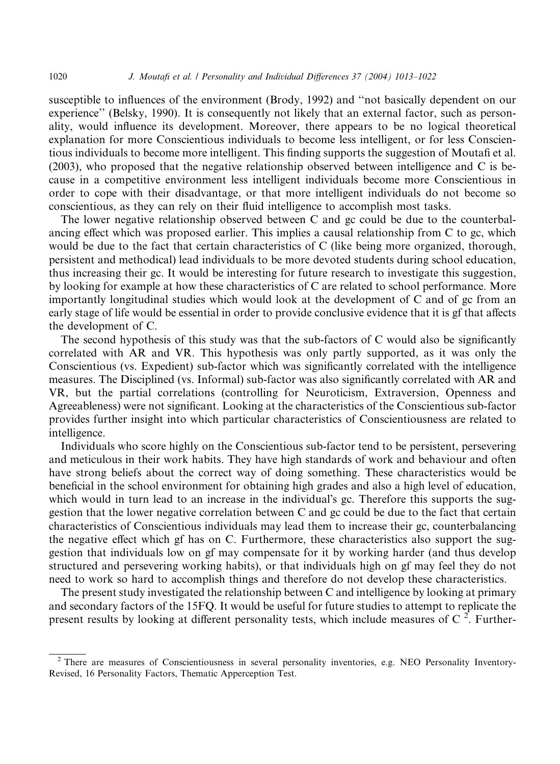susceptible to influences of the environment (Brody, 1992) and "not basically dependent on our experience" (Belsky, 1990). It is consequently not likely that an external factor, such as personality, would influence its development. Moreover, there appears to be no logical theoretical explanation for more Conscientious individuals to become less intelligent, or for less Conscientious individuals to become more intelligent. This finding supports the suggestion of Moutafi et al. (2003), who proposed that the negative relationship observed between intelligence and C is because in a competitive environment less intelligent individuals become more Conscientious in order to cope with their disadvantage, or that more intelligent individuals do not become so conscientious, as they can rely on their fluid intelligence to accomplish most tasks.

The lower negative relationship observed between C and gc could be due to the counterbalancing effect which was proposed earlier. This implies a causal relationship from C to gc, which would be due to the fact that certain characteristics of C (like being more organized, thorough, persistent and methodical) lead individuals to be more devoted students during school education, thus increasing their gc. It would be interesting for future research to investigate this suggestion, by looking for example at how these characteristics of C are related to school performance. More importantly longitudinal studies which would look at the development of C and of gc from an early stage of life would be essential in order to provide conclusive evidence that it is gf that affects the development of C.

The second hypothesis of this study was that the sub-factors of C would also be significantly correlated with AR and VR. This hypothesis was only partly supported, as it was only the Conscientious (vs. Expedient) sub-factor which was significantly correlated with the intelligence measures. The Disciplined (vs. Informal) sub-factor was also significantly correlated with AR and VR, but the partial correlations (controlling for Neuroticism, Extraversion, Openness and Agreeableness) were not significant. Looking at the characteristics of the Conscientious sub-factor provides further insight into which particular characteristics of Conscientiousness are related to intelligence.

Individuals who score highly on the Conscientious sub-factor tend to be persistent, persevering and meticulous in their work habits. They have high standards of work and behaviour and often have strong beliefs about the correct way of doing something. These characteristics would be beneficial in the school environment for obtaining high grades and also a high level of education, which would in turn lead to an increase in the individual's gc. Therefore this supports the suggestion that the lower negative correlation between C and gc could be due to the fact that certain characteristics of Conscientious individuals may lead them to increase their gc, counterbalancing the negative effect which gf has on C. Furthermore, these characteristics also support the suggestion that individuals low on gf may compensate for it by working harder (and thus develop structured and persevering working habits), or that individuals high on gf may feel they do not need to work so hard to accomplish things and therefore do not develop these characteristics.

The present study investigated the relationship between C and intelligence by looking at primary and secondary factors of the 15FQ. It would be useful for future studies to attempt to replicate the present results by looking at different personality tests, which include measures of C [2]. Further-

[2] There are measures of Conscientiousness in several personality inventories, e.g. NEO Personality Inventory-Revised, 16 Personality Factors, Thematic Apperception Test.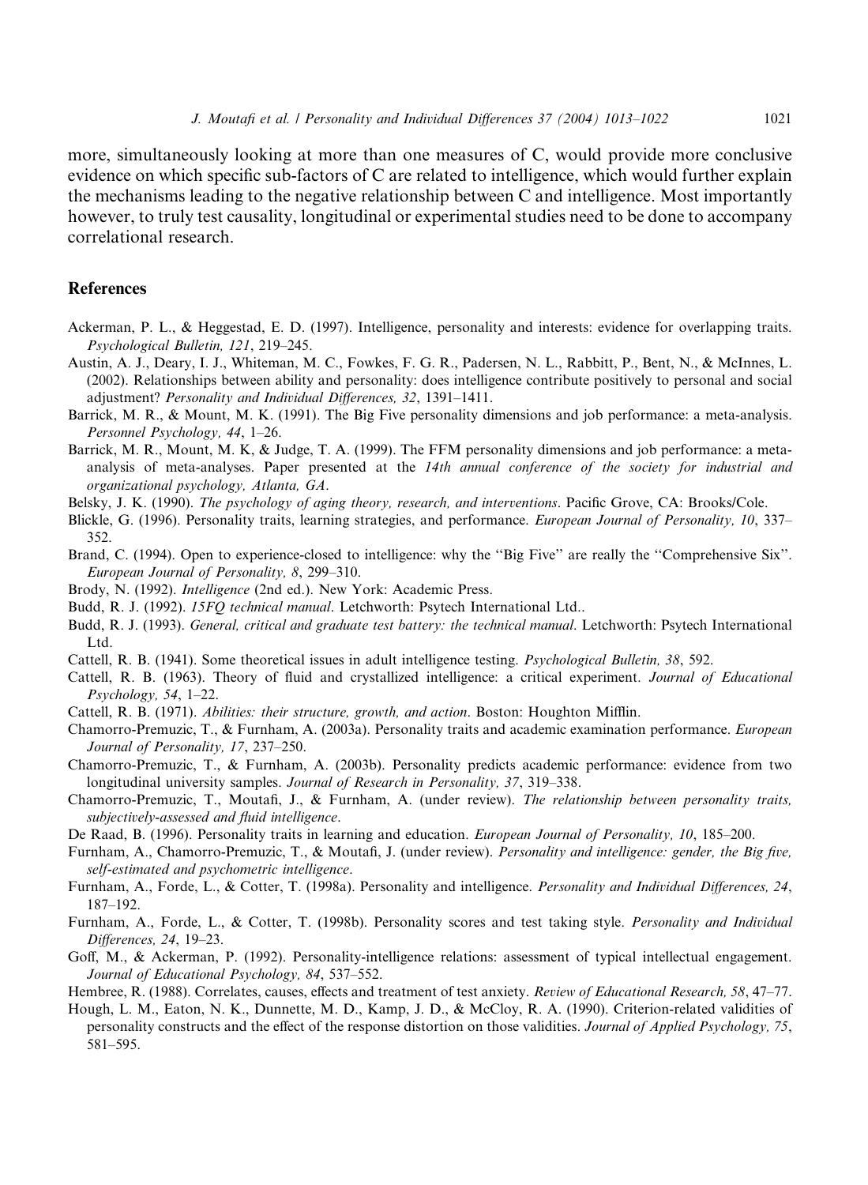more, simultaneously looking at more than one measures of C, would provide more conclusive evidence on which specific sub-factors of C are related to intelligence, which would further explain the mechanisms leading to the negative relationship between C and intelligence. Most importantly however, to truly test causality, longitudinal or experimental studies need to be done to accompany correlational research.

## References

Ackerman, P. L., & Heggestad, E. D. (1997). Intelligence, personality and interests: evidence for overlapping traits. *Psychological Bulletin, 121*, 219–245.

Austin, A. J., Deary, I. J., Whiteman, M. C., Fowkes, F. G. R., Padersen, N. L., Rabbitt, P., Bent, N., & McInnes, L. (2002). Relationships between ability and personality: does intelligence contribute positively to personal and social adjustment? *Personality and Individual Differences, 32*, 1391–1411.

Barrick, M. R., & Mount, M. K. (1991). The Big Five personality dimensions and job performance: a meta-analysis. *Personnel Psychology, 44*, 1–26.

Barrick, M. R., Mount, M. K, & Judge, T. A. (1999). The FFM personality dimensions and job performance: a meta-analysis of meta-analyses. Paper presented at the *14th annual conference of the society for industrial and organizational psychology, Atlanta, GA*.

Belsky, J. K. (1990). *The psychology of aging theory, research, and interventions*. Pacific Grove, CA: Brooks/Cole.

Blickle, G. (1996). Personality traits, learning strategies, and performance. *European Journal of Personality, 10*, 337–352.

Brand, C. (1994). Open to experience-closed to intelligence: why the ''Big Five'' are really the ''Comprehensive Six''. *European Journal of Personality, 8*, 299–310.

Brody, N. (1992). *Intelligence* (2nd ed.). New York: Academic Press.

Budd, R. J. (1992). *15FQ technical manual*. Letchworth: Psytech International Ltd..

Budd, R. J. (1993). *General, critical and graduate test battery: the technical manual*. Letchworth: Psytech International Ltd.

Cattell, R. B. (1941). Some theoretical issues in adult intelligence testing. *Psychological Bulletin, 38*, 592.

Cattell, R. B. (1963). Theory of fluid and crystallized intelligence: a critical experiment. *Journal of Educational Psychology, 54*, 1–22.

Cattell, R. B. (1971). *Abilities: their structure, growth, and action*. Boston: Houghton Mifflin.

Chamorro-Premuzic, T., & Furnham, A. (2003a). Personality traits and academic examination performance. *European Journal of Personality, 17*, 237–250.

Chamorro-Premuzic, T., & Furnham, A. (2003b). Personality predicts academic performance: evidence from two longitudinal university samples. *Journal of Research in Personality, 37*, 319–338.

Chamorro-Premuzic, T., Moutafi, J., & Furnham, A. (under review). *The relationship between personality traits, subjectively-assessed and fluid intelligence*.

De Raad, B. (1996). Personality traits in learning and education. *European Journal of Personality, 10*, 185–200.

Furnham, A., Chamorro-Premuzic, T., & Moutafi, J. (under review). *Personality and intelligence: gender, the Big five, self-estimated and psychometric intelligence*.

Furnham, A., Forde, L., & Cotter, T. (1998a). Personality and intelligence. *Personality and Individual Differences, 24*, 187–192.

Furnham, A., Forde, L., & Cotter, T. (1998b). Personality scores and test taking style. *Personality and Individual Differences, 24*, 19–23.

Goff, M., & Ackerman, P. (1992). Personality-intelligence relations: assessment of typical intellectual engagement. *Journal of Educational Psychology, 84*, 537–552.

Hembree, R. (1988). Correlates, causes, effects and treatment of test anxiety. *Review of Educational Research, 58*, 47–77.

Hough, L. M., Eaton, N. K., Dunnette, M. D., Kamp, J. D., & McCloy, R. A. (1990). Criterion-related validities of personality constructs and the effect of the response distortion on those validities. *Journal of Applied Psychology, 75*, 581–595.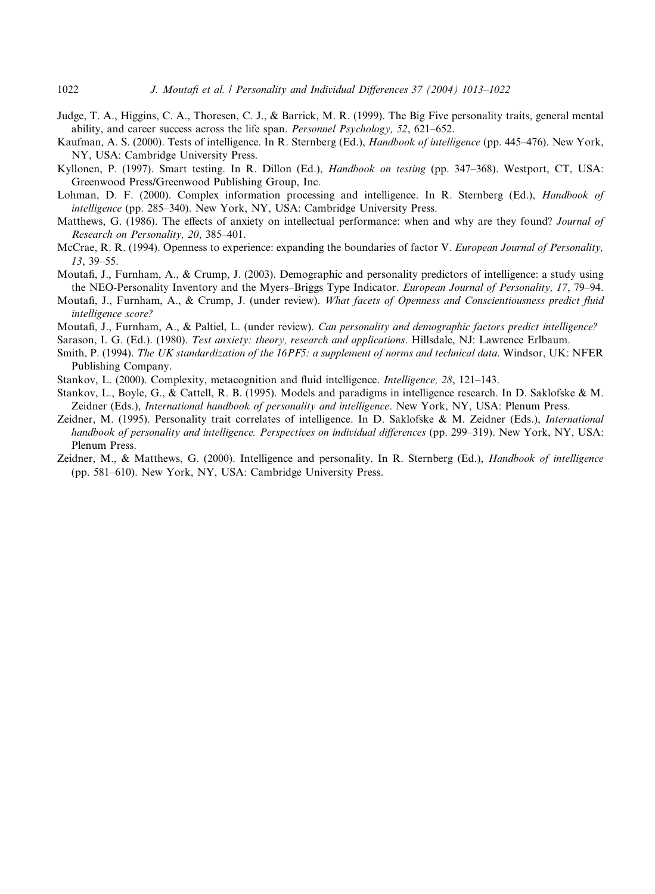Judge, T. A., Higgins, C. A., Thoresen, C. J., & Barrick, M. R. (1999). The Big Five personality traits, general mental ability, and career success across the life span. *Personnel Psychology, 52*, 621–652.

Kaufman, A. S. (2000). Tests of intelligence. In R. Sternberg (Ed.), *Handbook of intelligence* (pp. 445–476). New York, NY, USA: Cambridge University Press.

Kyllonen, P. (1997). Smart testing. In R. Dillon (Ed.), *Handbook on testing* (pp. 347–368). Westport, CT, USA: Greenwood Press/Greenwood Publishing Group, Inc.

Lohman, D. F. (2000). Complex information processing and intelligence. In R. Sternberg (Ed.), *Handbook of intelligence* (pp. 285–340). New York, NY, USA: Cambridge University Press.

Matthews, G. (1986). The effects of anxiety on intellectual performance: when and why are they found? *Journal of Research on Personality, 20*, 385–401.

McCrae, R. R. (1994). Openness to experience: expanding the boundaries of factor V. *European Journal of Personality, 13*, 39–55.

Moutafi, J., Furnham, A., & Crump, J. (2003). Demographic and personality predictors of intelligence: a study using the NEO-Personality Inventory and the Myers–Briggs Type Indicator. *European Journal of Personality, 17*, 79–94.

Moutafi, J., Furnham, A., & Crump, J. (under review). *What facets of Openness and Conscientiousness predict fluid intelligence score?*

Moutafi, J., Furnham, A., & Paltiel, L. (under review). *Can personality and demographic factors predict intelligence?*

Sarason, I. G. (Ed.). (1980). *Test anxiety: theory, research and applications*. Hillsdale, NJ: Lawrence Erlbaum.

Smith, P. (1994). *The UK standardization of the 16PF5: a supplement of norms and technical data*. Windsor, UK: NFER Publishing Company.

Stankov, L. (2000). Complexity, metacognition and fluid intelligence. *Intelligence, 28*, 121–143.

Stankov, L., Boyle, G., & Cattell, R. B. (1995). Models and paradigms in intelligence research. In D. Saklofske & M. Zeidner (Eds.), *International handbook of personality and intelligence*. New York, NY, USA: Plenum Press.

Zeidner, M. (1995). Personality trait correlates of intelligence. In D. Saklofske & M. Zeidner (Eds.), *International handbook of personality and intelligence. Perspectives on individual differences* (pp. 299–319). New York, NY, USA: Plenum Press.

Zeidner, M., & Matthews, G. (2000). Intelligence and personality. In R. Sternberg (Ed.), *Handbook of intelligence* (pp. 581–610). New York, NY, USA: Cambridge University Press.